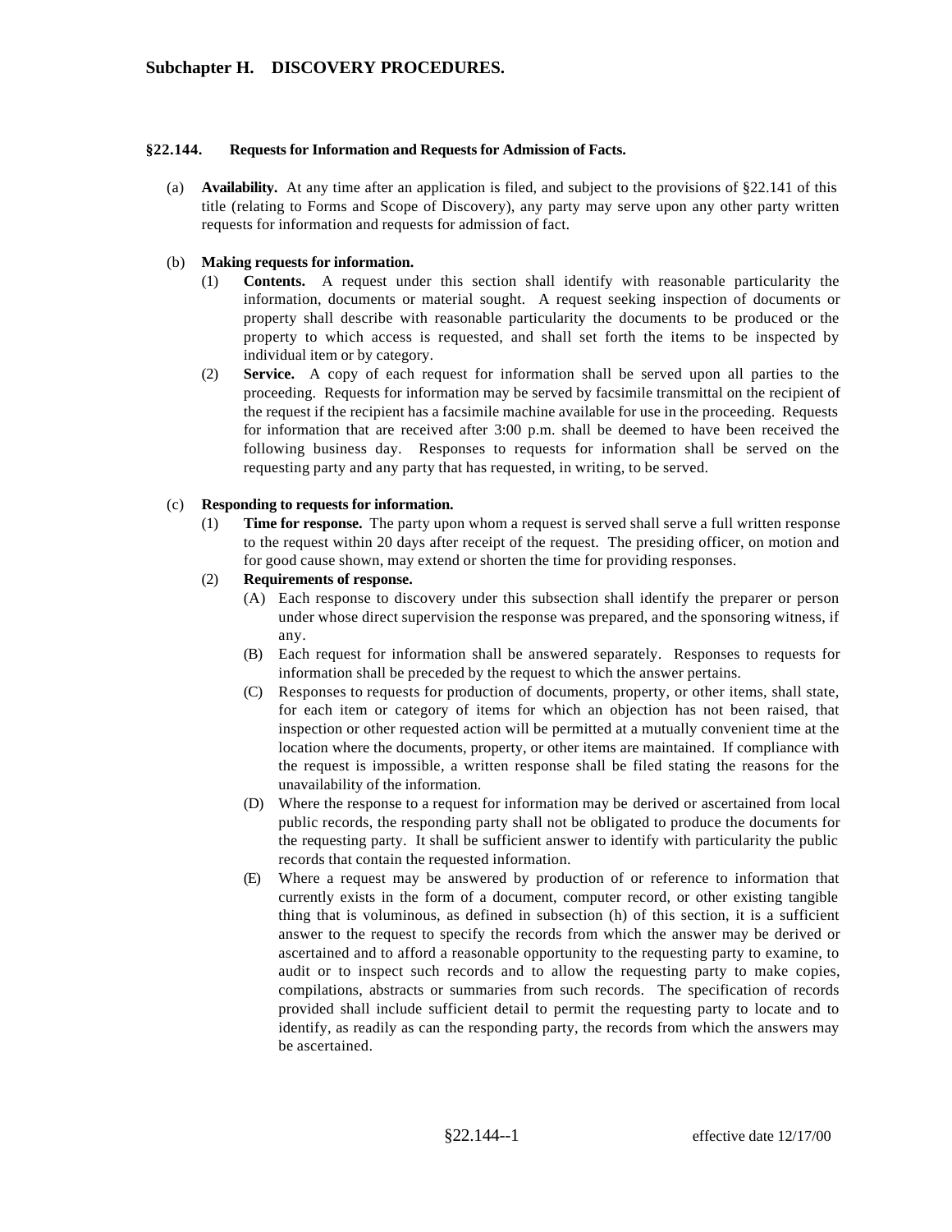## Subchapter H. DISCOVERY PROCEDURES.

### §22.144. Requests for Information and Requests for Admission of Facts.

(a) **Availability.** At any time after an application is filed, and subject to the provisions of §22.141 of this title (relating to Forms and Scope of Discovery), any party may serve upon any other party written requests for information and requests for admission of fact.

(b) **Making requests for information.**

(1) **Contents.** A request under this section shall identify with reasonable particularity the information, documents or material sought. A request seeking inspection of documents or property shall describe with reasonable particularity the documents to be produced or the property to which access is requested, and shall set forth the items to be inspected by individual item or by category.

(2) **Service.** A copy of each request for information shall be served upon all parties to the proceeding. Requests for information may be served by facsimile transmittal on the recipient of the request if the recipient has a facsimile machine available for use in the proceeding. Requests for information that are received after 3:00 p.m. shall be deemed to have been received the following business day. Responses to requests for information shall be served on the requesting party and any party that has requested, in writing, to be served.

(c) **Responding to requests for information.**

(1) **Time for response.** The party upon whom a request is served shall serve a full written response to the request within 20 days after receipt of the request. The presiding officer, on motion and for good cause shown, may extend or shorten the time for providing responses.

(2) **Requirements of response.**

(A) Each response to discovery under this subsection shall identify the preparer or person under whose direct supervision the response was prepared, and the sponsoring witness, if any.

(B) Each request for information shall be answered separately. Responses to requests for information shall be preceded by the request to which the answer pertains.

(C) Responses to requests for production of documents, property, or other items, shall state, for each item or category of items for which an objection has not been raised, that inspection or other requested action will be permitted at a mutually convenient time at the location where the documents, property, or other items are maintained. If compliance with the request is impossible, a written response shall be filed stating the reasons for the unavailability of the information.

(D) Where the response to a request for information may be derived or ascertained from local public records, the responding party shall not be obligated to produce the documents for the requesting party. It shall be sufficient answer to identify with particularity the public records that contain the requested information.

(E) Where a request may be answered by production of or reference to information that currently exists in the form of a document, computer record, or other existing tangible thing that is voluminous, as defined in subsection (h) of this section, it is a sufficient answer to the request to specify the records from which the answer may be derived or ascertained and to afford a reasonable opportunity to the requesting party to examine, to audit or to inspect such records and to allow the requesting party to make copies, compilations, abstracts or summaries from such records. The specification of records provided shall include sufficient detail to permit the requesting party to locate and to identify, as readily as can the responding party, the records from which the answers may be ascertained.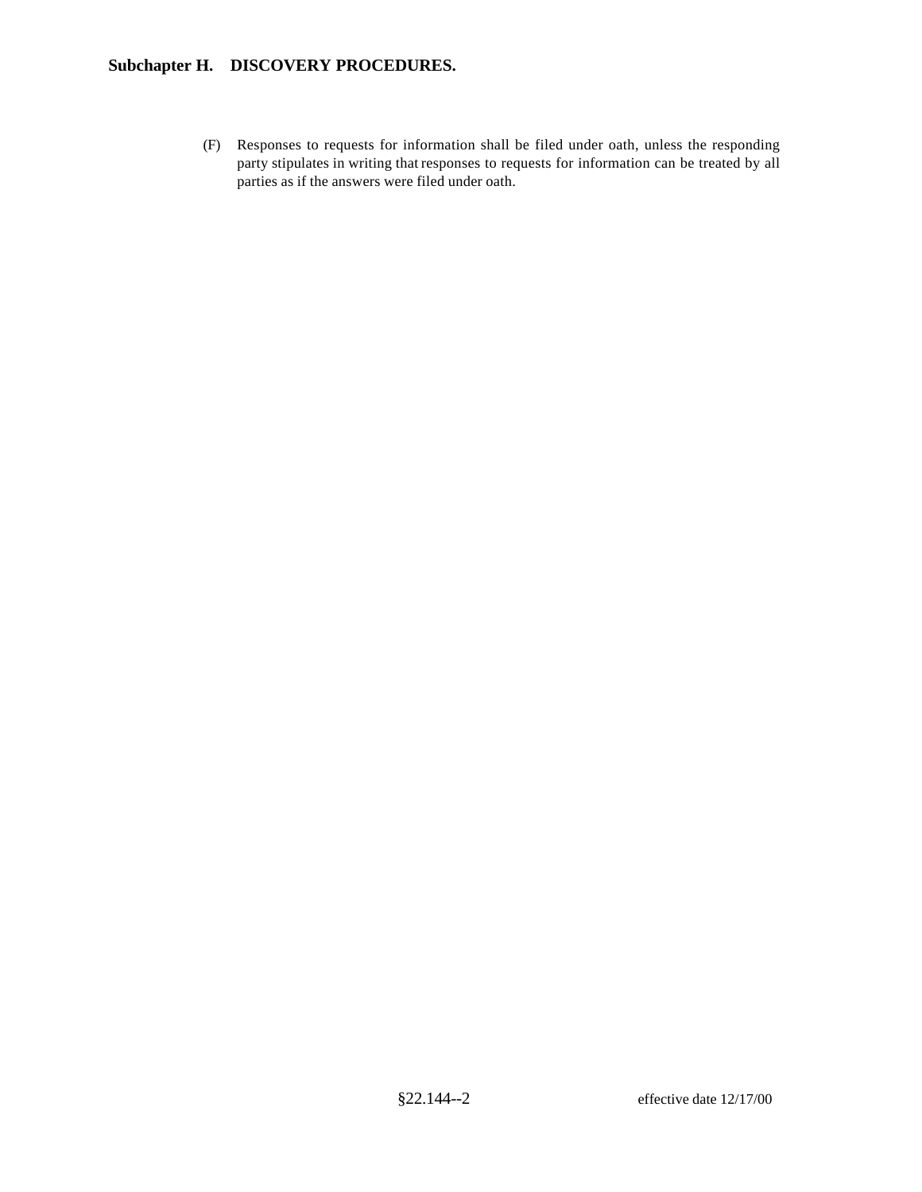(F) Responses to requests for information shall be filed under oath, unless the responding party stipulates in writing that responses to requests for information can be treated by all parties as if the answers were filed under oath.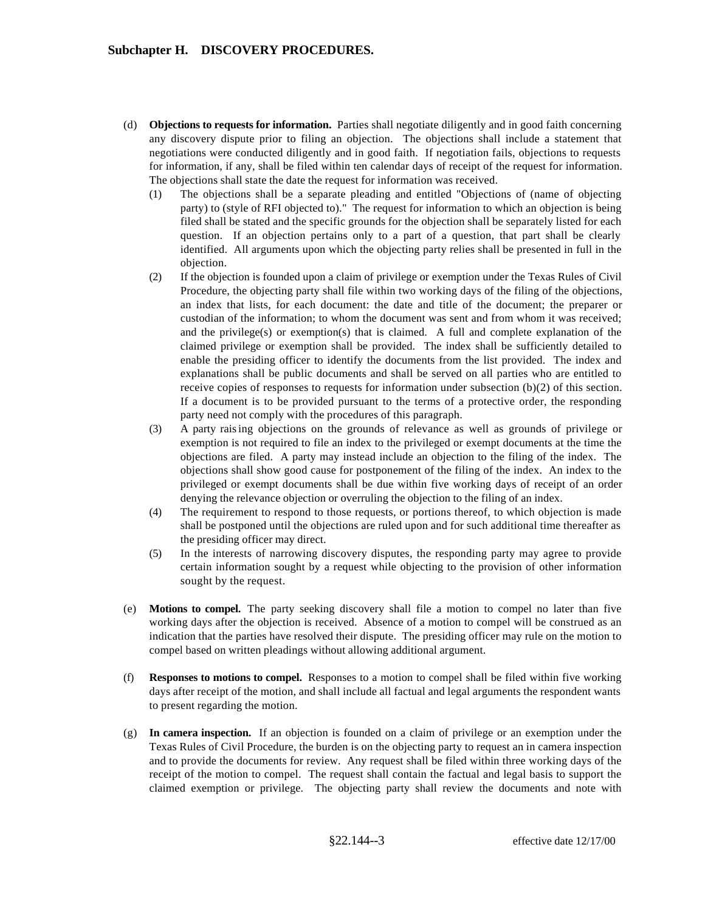(d) **Objections to requests for information.** Parties shall negotiate diligently and in good faith concerning any discovery dispute prior to filing an objection. The objections shall include a statement that negotiations were conducted diligently and in good faith. If negotiation fails, objections to requests for information, if any, shall be filed within ten calendar days of receipt of the request for information. The objections shall state the date the request for information was received.

  (1) The objections shall be a separate pleading and entitled "Objections of (name of objecting party) to (style of RFI objected to)." The request for information to which an objection is being filed shall be stated and the specific grounds for the objection shall be separately listed for each question. If an objection pertains only to a part of a question, that part shall be clearly identified. All arguments upon which the objecting party relies shall be presented in full in the objection.

  (2) If the objection is founded upon a claim of privilege or exemption under the Texas Rules of Civil Procedure, the objecting party shall file within two working days of the filing of the objections, an index that lists, for each document: the date and title of the document; the preparer or custodian of the information; to whom the document was sent and from whom it was received; and the privilege(s) or exemption(s) that is claimed. A full and complete explanation of the claimed privilege or exemption shall be provided. The index shall be sufficiently detailed to enable the presiding officer to identify the documents from the list provided. The index and explanations shall be public documents and shall be served on all parties who are entitled to receive copies of responses to requests for information under subsection (b)(2) of this section. If a document is to be provided pursuant to the terms of a protective order, the responding party need not comply with the procedures of this paragraph.

  (3) A party raising objections on the grounds of relevance as well as grounds of privilege or exemption is not required to file an index to the privileged or exempt documents at the time the objections are filed. A party may instead include an objection to the filing of the index. The objections shall show good cause for postponement of the filing of the index. An index to the privileged or exempt documents shall be due within five working days of receipt of an order denying the relevance objection or overruling the objection to the filing of an index.

  (4) The requirement to respond to those requests, or portions thereof, to which objection is made shall be postponed until the objections are ruled upon and for such additional time thereafter as the presiding officer may direct.

  (5) In the interests of narrowing discovery disputes, the responding party may agree to provide certain information sought by a request while objecting to the provision of other information sought by the request.

(e) **Motions to compel.** The party seeking discovery shall file a motion to compel no later than five working days after the objection is received. Absence of a motion to compel will be construed as an indication that the parties have resolved their dispute. The presiding officer may rule on the motion to compel based on written pleadings without allowing additional argument.

(f) **Responses to motions to compel.** Responses to a motion to compel shall be filed within five working days after receipt of the motion, and shall include all factual and legal arguments the respondent wants to present regarding the motion.

(g) **In camera inspection.** If an objection is founded on a claim of privilege or an exemption under the Texas Rules of Civil Procedure, the burden is on the objecting party to request an in camera inspection and to provide the documents for review. Any request shall be filed within three working days of the receipt of the motion to compel. The request shall contain the factual and legal basis to support the claimed exemption or privilege. The objecting party shall review the documents and note with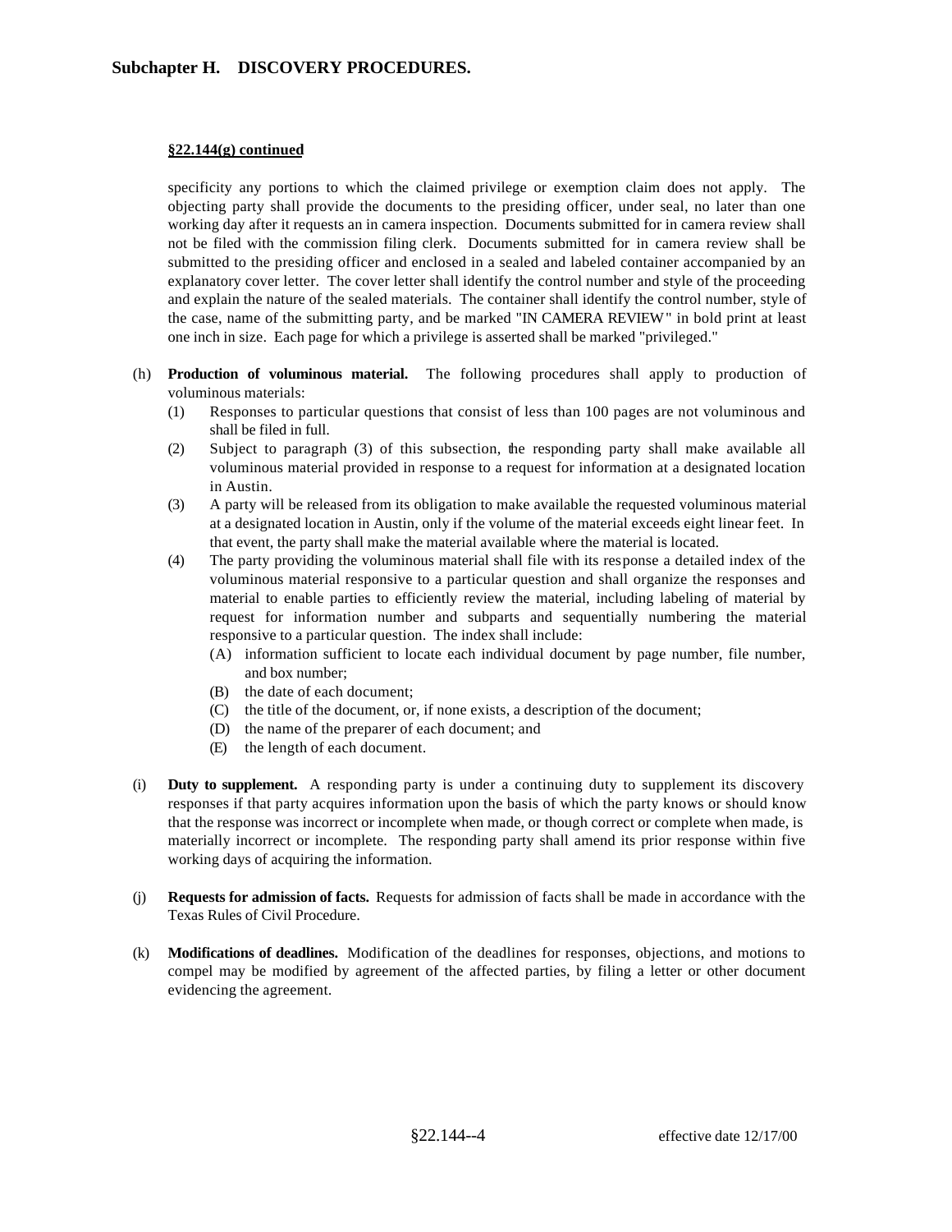**§22.144(g) continued**

specificity any portions to which the claimed privilege or exemption claim does not apply. The objecting party shall provide the documents to the presiding officer, under seal, no later than one working day after it requests an in camera inspection. Documents submitted for in camera review shall not be filed with the commission filing clerk. Documents submitted for in camera review shall be submitted to the presiding officer and enclosed in a sealed and labeled container accompanied by an explanatory cover letter. The cover letter shall identify the control number and style of the proceeding and explain the nature of the sealed materials. The container shall identify the control number, style of the case, name of the submitting party, and be marked "IN CAMERA REVIEW" in bold print at least one inch in size. Each page for which a privilege is asserted shall be marked "privileged."

(h) **Production of voluminous material.** The following procedures shall apply to production of voluminous materials:

(1) Responses to particular questions that consist of less than 100 pages are not voluminous and shall be filed in full.

(2) Subject to paragraph (3) of this subsection, the responding party shall make available all voluminous material provided in response to a request for information at a designated location in Austin.

(3) A party will be released from its obligation to make available the requested voluminous material at a designated location in Austin, only if the volume of the material exceeds eight linear feet. In that event, the party shall make the material available where the material is located.

(4) The party providing the voluminous material shall file with its response a detailed index of the voluminous material responsive to a particular question and shall organize the responses and material to enable parties to efficiently review the material, including labeling of material by request for information number and subparts and sequentially numbering the material responsive to a particular question. The index shall include:

(A) information sufficient to locate each individual document by page number, file number, and box number;

(B) the date of each document;

(C) the title of the document, or, if none exists, a description of the document;

(D) the name of the preparer of each document; and

(E) the length of each document.

(i) **Duty to supplement.** A responding party is under a continuing duty to supplement its discovery responses if that party acquires information upon the basis of which the party knows or should know that the response was incorrect or incomplete when made, or though correct or complete when made, is materially incorrect or incomplete. The responding party shall amend its prior response within five working days of acquiring the information.

(j) **Requests for admission of facts.** Requests for admission of facts shall be made in accordance with the Texas Rules of Civil Procedure.

(k) **Modifications of deadlines.** Modification of the deadlines for responses, objections, and motions to compel may be modified by agreement of the affected parties, by filing a letter or other document evidencing the agreement.